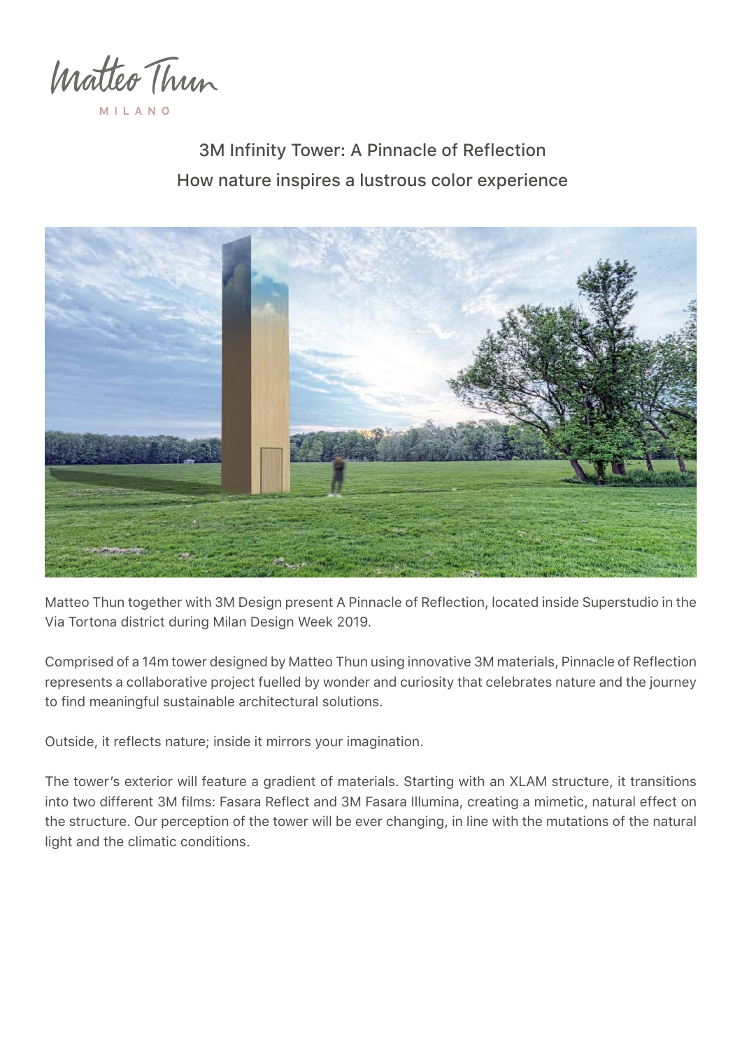Matteo Thun
MILANO

# 3M Infinity Tower: A Pinnacle of Reflection
## How nature inspires a lustrous color experience

Matteo Thun together with 3M Design present A Pinnacle of Reflection, located inside Superstudio in the Via Tortona district during Milan Design Week 2019.

Comprised of a 14m tower designed by Matteo Thun using innovative 3M materials, Pinnacle of Reflection represents a collaborative project fuelled by wonder and curiosity that celebrates nature and the journey to find meaningful sustainable architectural solutions.

Outside, it reflects nature; inside it mirrors your imagination.

The tower's exterior will feature a gradient of materials. Starting with an XLAM structure, it transitions into two different 3M films: Fasara Reflect and 3M Fasara Illumina, creating a mimetic, natural effect on the structure. Our perception of the tower will be ever changing, in line with the mutations of the natural light and the climatic conditions.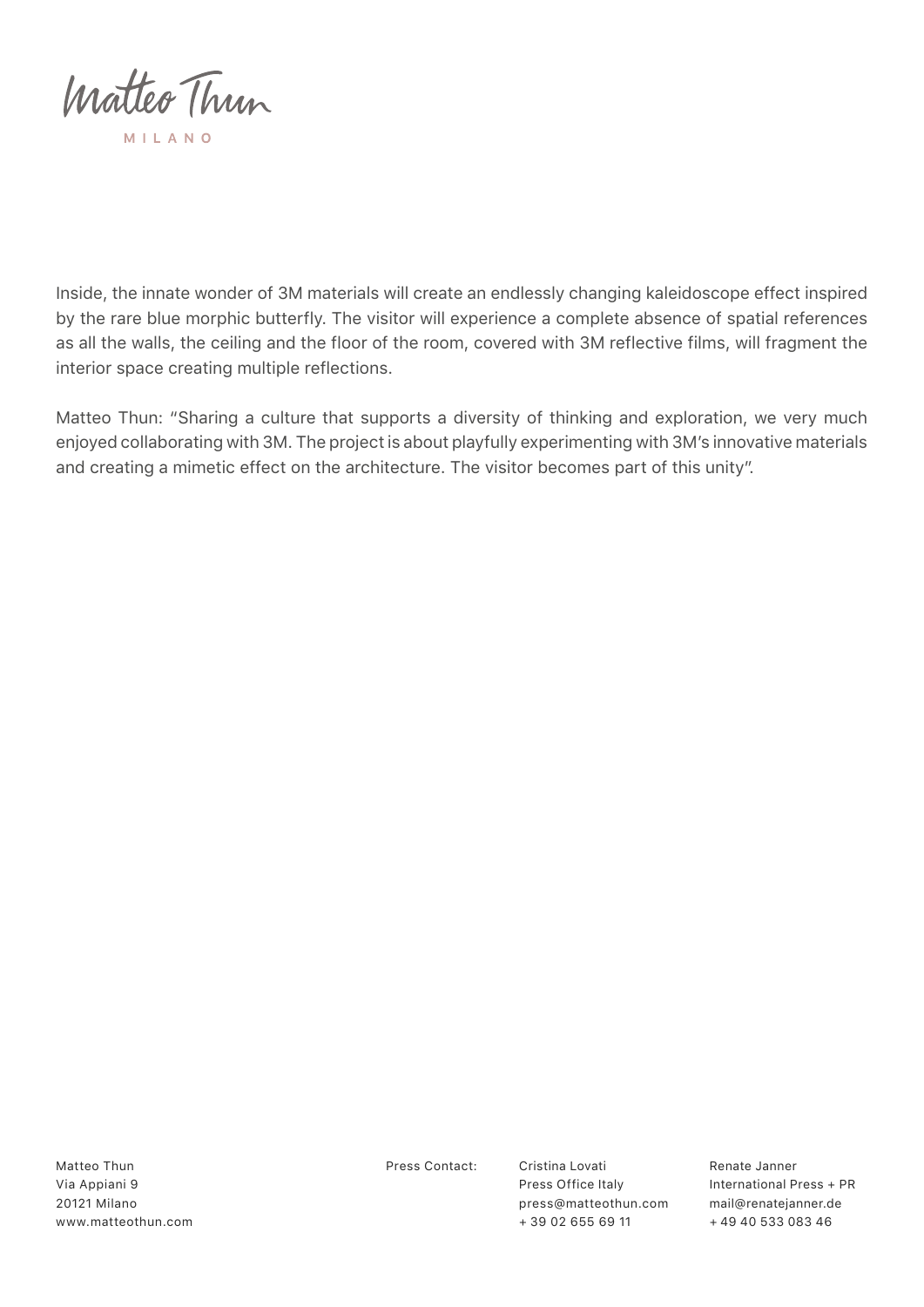Inside, the innate wonder of 3M materials will create an endlessly changing kaleidoscope effect inspired by the rare blue morphic butterfly. The visitor will experience a complete absence of spatial references as all the walls, the ceiling and the floor of the room, covered with 3M reflective films, will fragment the interior space creating multiple reflections.

Matteo Thun: "Sharing a culture that supports a diversity of thinking and exploration, we very much enjoyed collaborating with 3M. The project is about playfully experimenting with 3M's innovative materials and creating a mimetic effect on the architecture. The visitor becomes part of this unity".

Matteo Thun
Via Appiani 9
20121 Milano
www.matteothun.com

Press Contact:

Cristina Lovati
Press Office Italy
press@matteothun.com
+ 39 02 655 69 11

Renate Janner
International Press + PR
mail@renatejanner.de
+ 49 40 533 083 46